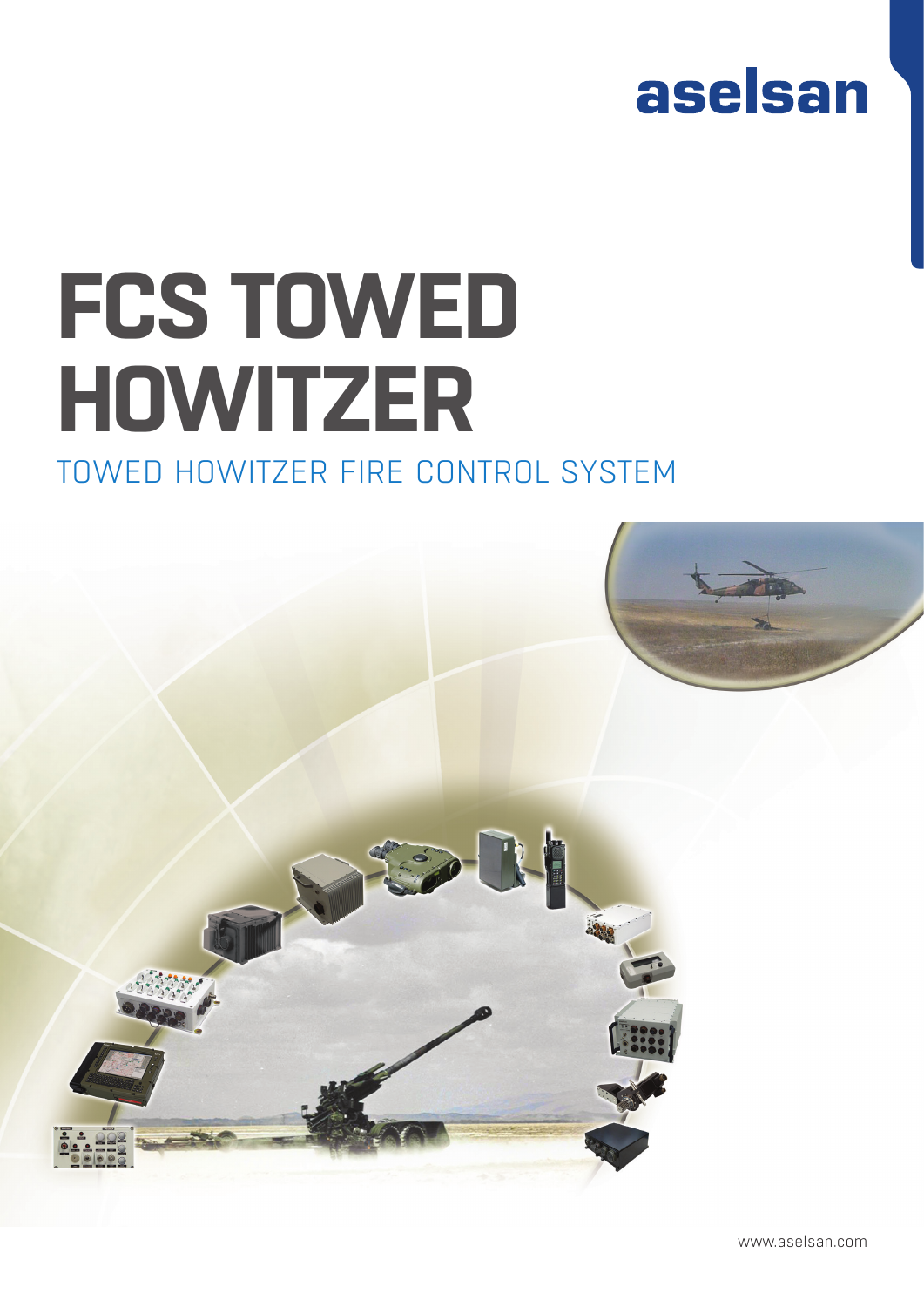aselsan

# FCS TOWED HOWITZER

## TOWED HOWITZER FIRE CONTROL SYSTEM

www.aselsan.com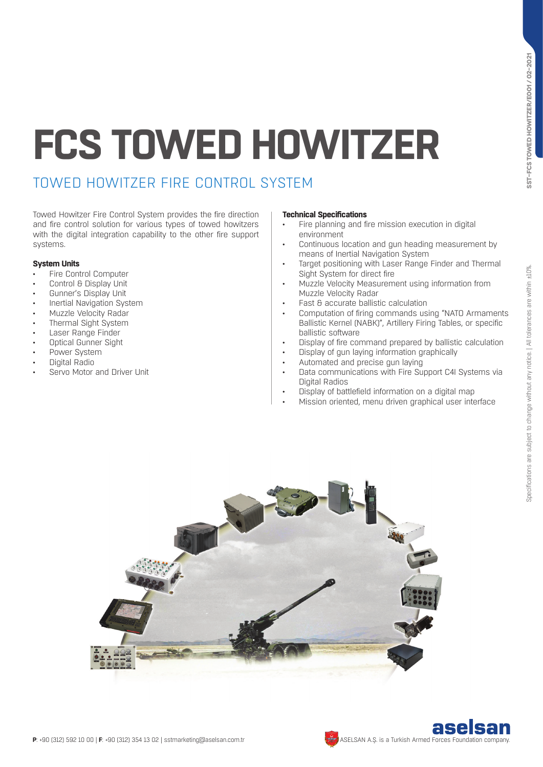# FCS TOWED HOWITZER

## TOWED HOWITZER FIRE CONTROL SYSTEM

Towed Howitzer Fire Control System provides the fire direction and fire control solution for various types of towed howitzers with the digital integration capability to the other fire support systems.

**System Units**

- Fire Control Computer
- Control & Display Unit
- Gunner's Display Unit
- Inertial Navigation System
- Muzzle Velocity Radar
- Thermal Sight System
- Laser Range Finder
- Optical Gunner Sight
- Power System
- Digital Radio
- Servo Motor and Driver Unit

**Technical Specifications**

- Fire planning and fire mission execution in digital environment
- Continuous location and gun heading measurement by means of Inertial Navigation System
- Target positioning with Laser Range Finder and Thermal Sight System for direct fire
- Muzzle Velocity Measurement using information from Muzzle Velocity Radar
- Fast & accurate ballistic calculation
- Computation of firing commands using "NATO Armaments Ballistic Kernel (NABK)", Artillery Firing Tables, or specific ballistic software
- Display of fire command prepared by ballistic calculation
- Display of gun laying information graphically
- Automated and precise gun laying
- Data communications with Fire Support C4I Systems via Digital Radios
- Display of battlefield information on a digital map
- Mission oriented, menu driven graphical user interface

SST-FCS TOWED HOWITZER/E001 / 02-2021

Specifications are subject to change without any notice. | All tolerances are within ±10%.

**P**: +90 (312) 592 10 00 | **F**: +90 (312) 354 13 02 | sstmarketing@aselsan.com.tr

aselsan

ASELSAN A.Ş. is a Turkish Armed Forces Foundation company.